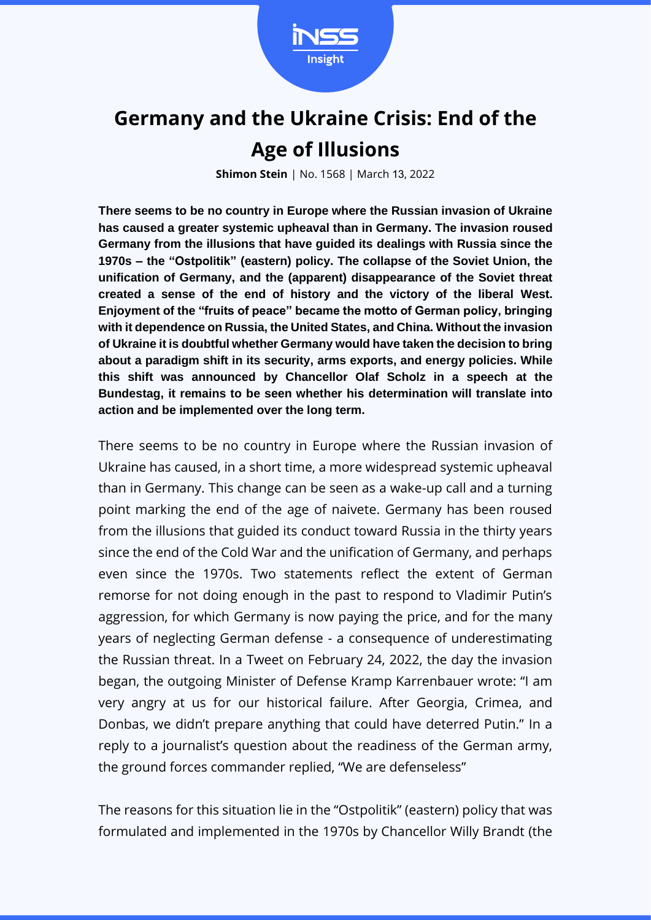# Germany and the Ukraine Crisis: End of the Age of Illusions

**Shimon Stein** | No. 1568 | March 13, 2022

**There seems to be no country in Europe where the Russian invasion of Ukraine has caused a greater systemic upheaval than in Germany. The invasion roused Germany from the illusions that have guided its dealings with Russia since the 1970s – the "Ostpolitik" (eastern) policy. The collapse of the Soviet Union, the unification of Germany, and the (apparent) disappearance of the Soviet threat created a sense of the end of history and the victory of the liberal West. Enjoyment of the "fruits of peace" became the motto of German policy, bringing with it dependence on Russia, the United States, and China. Without the invasion of Ukraine it is doubtful whether Germany would have taken the decision to bring about a paradigm shift in its security, arms exports, and energy policies. While this shift was announced by Chancellor Olaf Scholz in a speech at the Bundestag, it remains to be seen whether his determination will translate into action and be implemented over the long term.**

There seems to be no country in Europe where the Russian invasion of Ukraine has caused, in a short time, a more widespread systemic upheaval than in Germany. This change can be seen as a wake-up call and a turning point marking the end of the age of naivete. Germany has been roused from the illusions that guided its conduct toward Russia in the thirty years since the end of the Cold War and the unification of Germany, and perhaps even since the 1970s. Two statements reflect the extent of German remorse for not doing enough in the past to respond to Vladimir Putin's aggression, for which Germany is now paying the price, and for the many years of neglecting German defense - a consequence of underestimating the Russian threat. In a Tweet on February 24, 2022, the day the invasion began, the outgoing Minister of Defense Kramp Karrenbauer wrote: "I am very angry at us for our historical failure. After Georgia, Crimea, and Donbas, we didn't prepare anything that could have deterred Putin." In a reply to a journalist's question about the readiness of the German army, the ground forces commander replied, "We are defenseless"

The reasons for this situation lie in the "Ostpolitik" (eastern) policy that was formulated and implemented in the 1970s by Chancellor Willy Brandt (the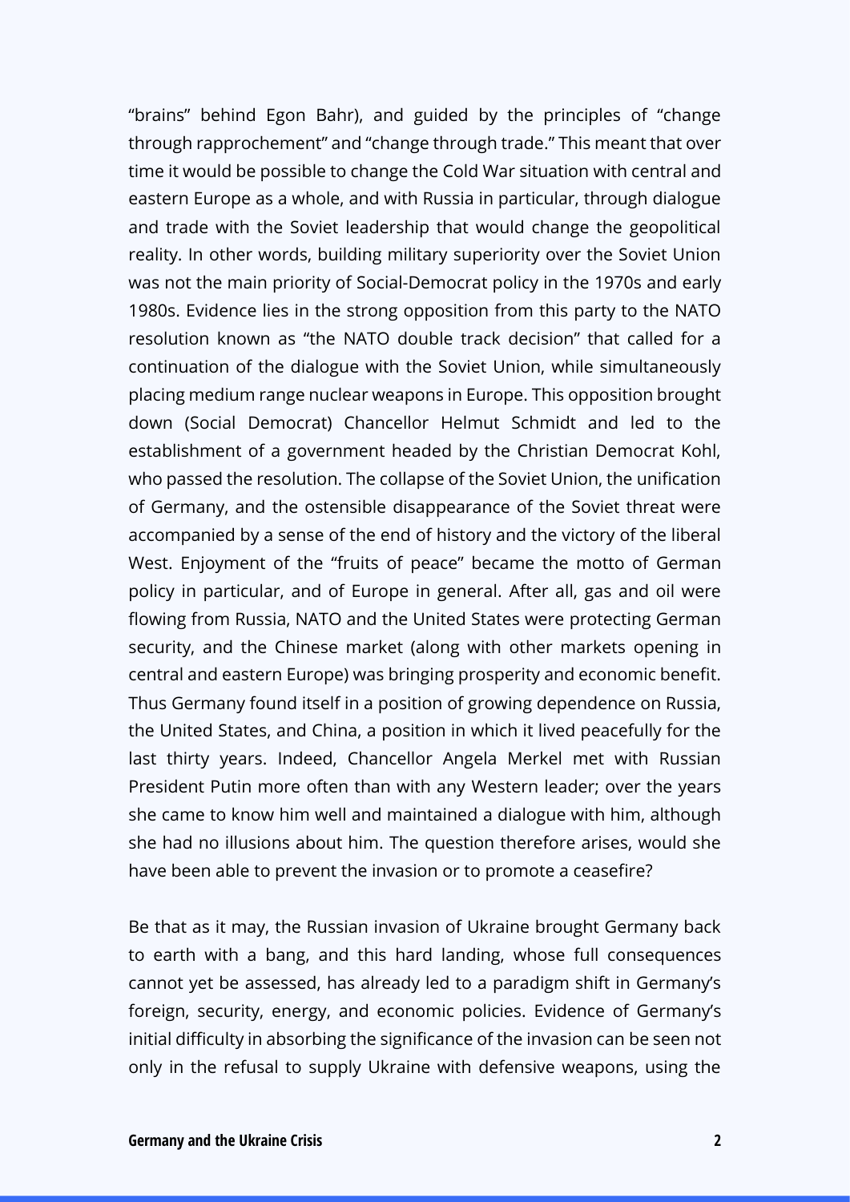"brains" behind Egon Bahr), and guided by the principles of "change through rapprochement" and "change through trade." This meant that over time it would be possible to change the Cold War situation with central and eastern Europe as a whole, and with Russia in particular, through dialogue and trade with the Soviet leadership that would change the geopolitical reality. In other words, building military superiority over the Soviet Union was not the main priority of Social-Democrat policy in the 1970s and early 1980s. Evidence lies in the strong opposition from this party to the NATO resolution known as "the NATO double track decision" that called for a continuation of the dialogue with the Soviet Union, while simultaneously placing medium range nuclear weapons in Europe. This opposition brought down (Social Democrat) Chancellor Helmut Schmidt and led to the establishment of a government headed by the Christian Democrat Kohl, who passed the resolution. The collapse of the Soviet Union, the unification of Germany, and the ostensible disappearance of the Soviet threat were accompanied by a sense of the end of history and the victory of the liberal West. Enjoyment of the "fruits of peace" became the motto of German policy in particular, and of Europe in general. After all, gas and oil were flowing from Russia, NATO and the United States were protecting German security, and the Chinese market (along with other markets opening in central and eastern Europe) was bringing prosperity and economic benefit. Thus Germany found itself in a position of growing dependence on Russia, the United States, and China, a position in which it lived peacefully for the last thirty years. Indeed, Chancellor Angela Merkel met with Russian President Putin more often than with any Western leader; over the years she came to know him well and maintained a dialogue with him, although she had no illusions about him. The question therefore arises, would she have been able to prevent the invasion or to promote a ceasefire?

Be that as it may, the Russian invasion of Ukraine brought Germany back to earth with a bang, and this hard landing, whose full consequences cannot yet be assessed, has already led to a paradigm shift in Germany's foreign, security, energy, and economic policies. Evidence of Germany's initial difficulty in absorbing the significance of the invasion can be seen not only in the refusal to supply Ukraine with defensive weapons, using the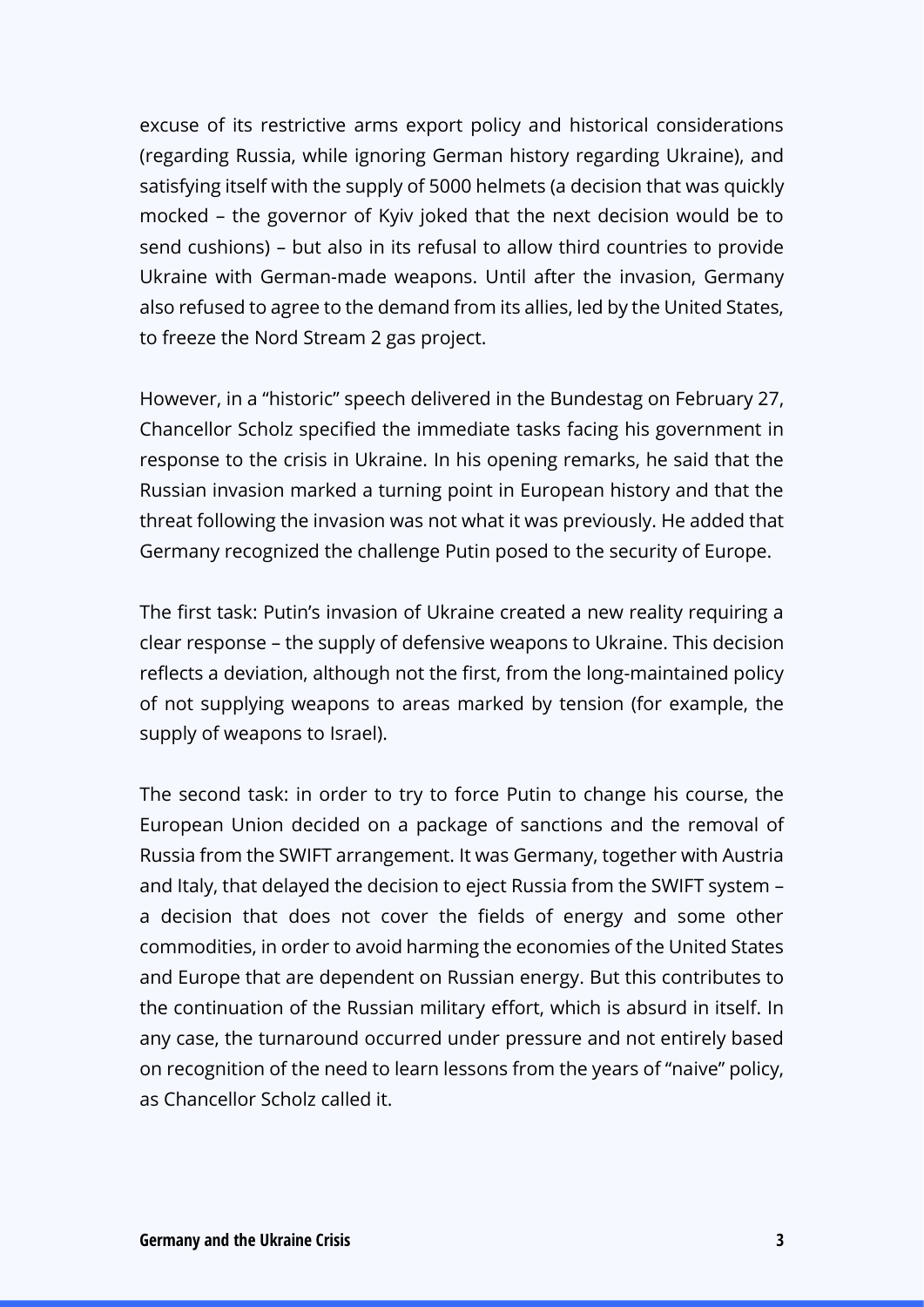excuse of its restrictive arms export policy and historical considerations (regarding Russia, while ignoring German history regarding Ukraine), and satisfying itself with the supply of 5000 helmets (a decision that was quickly mocked – the governor of Kyiv joked that the next decision would be to send cushions) – but also in its refusal to allow third countries to provide Ukraine with German-made weapons. Until after the invasion, Germany also refused to agree to the demand from its allies, led by the United States, to freeze the Nord Stream 2 gas project.

However, in a "historic" speech delivered in the Bundestag on February 27, Chancellor Scholz specified the immediate tasks facing his government in response to the crisis in Ukraine. In his opening remarks, he said that the Russian invasion marked a turning point in European history and that the threat following the invasion was not what it was previously. He added that Germany recognized the challenge Putin posed to the security of Europe.

The first task: Putin's invasion of Ukraine created a new reality requiring a clear response – the supply of defensive weapons to Ukraine. This decision reflects a deviation, although not the first, from the long-maintained policy of not supplying weapons to areas marked by tension (for example, the supply of weapons to Israel).

The second task: in order to try to force Putin to change his course, the European Union decided on a package of sanctions and the removal of Russia from the SWIFT arrangement. It was Germany, together with Austria and Italy, that delayed the decision to eject Russia from the SWIFT system – a decision that does not cover the fields of energy and some other commodities, in order to avoid harming the economies of the United States and Europe that are dependent on Russian energy. But this contributes to the continuation of the Russian military effort, which is absurd in itself. In any case, the turnaround occurred under pressure and not entirely based on recognition of the need to learn lessons from the years of "naive" policy, as Chancellor Scholz called it.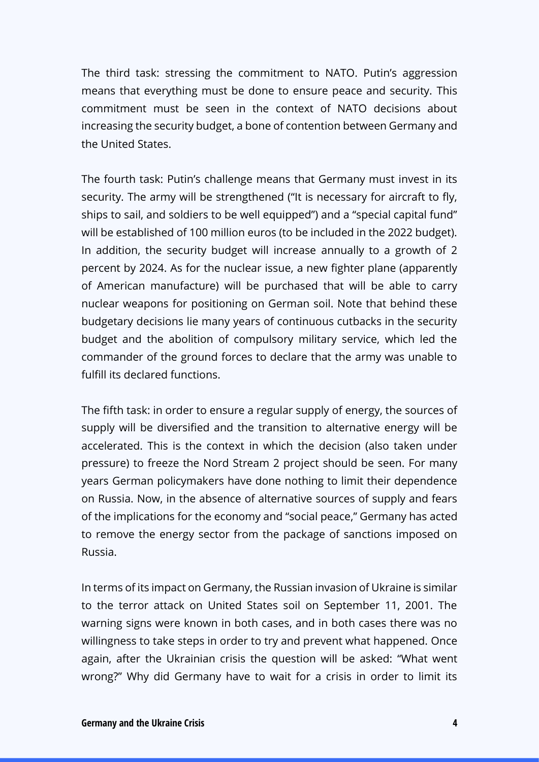The third task: stressing the commitment to NATO. Putin's aggression means that everything must be done to ensure peace and security. This commitment must be seen in the context of NATO decisions about increasing the security budget, a bone of contention between Germany and the United States.

The fourth task: Putin's challenge means that Germany must invest in its security. The army will be strengthened ("It is necessary for aircraft to fly, ships to sail, and soldiers to be well equipped") and a "special capital fund" will be established of 100 million euros (to be included in the 2022 budget). In addition, the security budget will increase annually to a growth of 2 percent by 2024. As for the nuclear issue, a new fighter plane (apparently of American manufacture) will be purchased that will be able to carry nuclear weapons for positioning on German soil. Note that behind these budgetary decisions lie many years of continuous cutbacks in the security budget and the abolition of compulsory military service, which led the commander of the ground forces to declare that the army was unable to fulfill its declared functions.

The fifth task: in order to ensure a regular supply of energy, the sources of supply will be diversified and the transition to alternative energy will be accelerated. This is the context in which the decision (also taken under pressure) to freeze the Nord Stream 2 project should be seen. For many years German policymakers have done nothing to limit their dependence on Russia. Now, in the absence of alternative sources of supply and fears of the implications for the economy and "social peace," Germany has acted to remove the energy sector from the package of sanctions imposed on Russia.

In terms of its impact on Germany, the Russian invasion of Ukraine is similar to the terror attack on United States soil on September 11, 2001. The warning signs were known in both cases, and in both cases there was no willingness to take steps in order to try and prevent what happened. Once again, after the Ukrainian crisis the question will be asked: "What went wrong?" Why did Germany have to wait for a crisis in order to limit its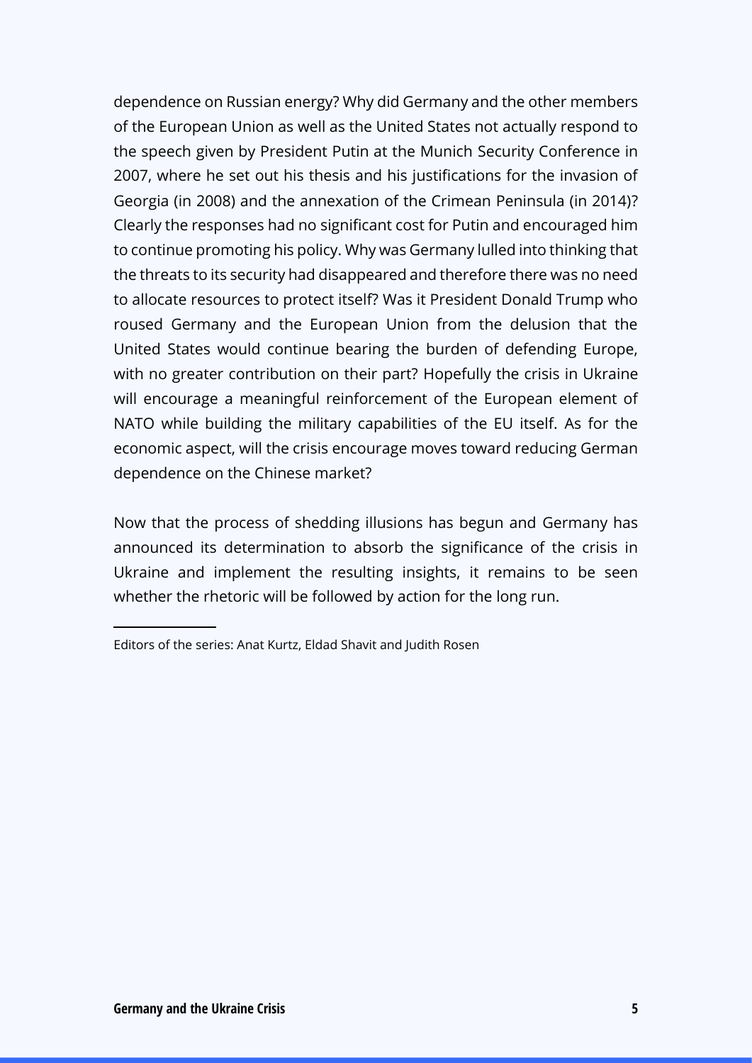dependence on Russian energy? Why did Germany and the other members of the European Union as well as the United States not actually respond to the speech given by President Putin at the Munich Security Conference in 2007, where he set out his thesis and his justifications for the invasion of Georgia (in 2008) and the annexation of the Crimean Peninsula (in 2014)? Clearly the responses had no significant cost for Putin and encouraged him to continue promoting his policy. Why was Germany lulled into thinking that the threats to its security had disappeared and therefore there was no need to allocate resources to protect itself? Was it President Donald Trump who roused Germany and the European Union from the delusion that the United States would continue bearing the burden of defending Europe, with no greater contribution on their part? Hopefully the crisis in Ukraine will encourage a meaningful reinforcement of the European element of NATO while building the military capabilities of the EU itself. As for the economic aspect, will the crisis encourage moves toward reducing German dependence on the Chinese market?

Now that the process of shedding illusions has begun and Germany has announced its determination to absorb the significance of the crisis in Ukraine and implement the resulting insights, it remains to be seen whether the rhetoric will be followed by action for the long run.

---

Editors of the series: Anat Kurtz, Eldad Shavit and Judith Rosen